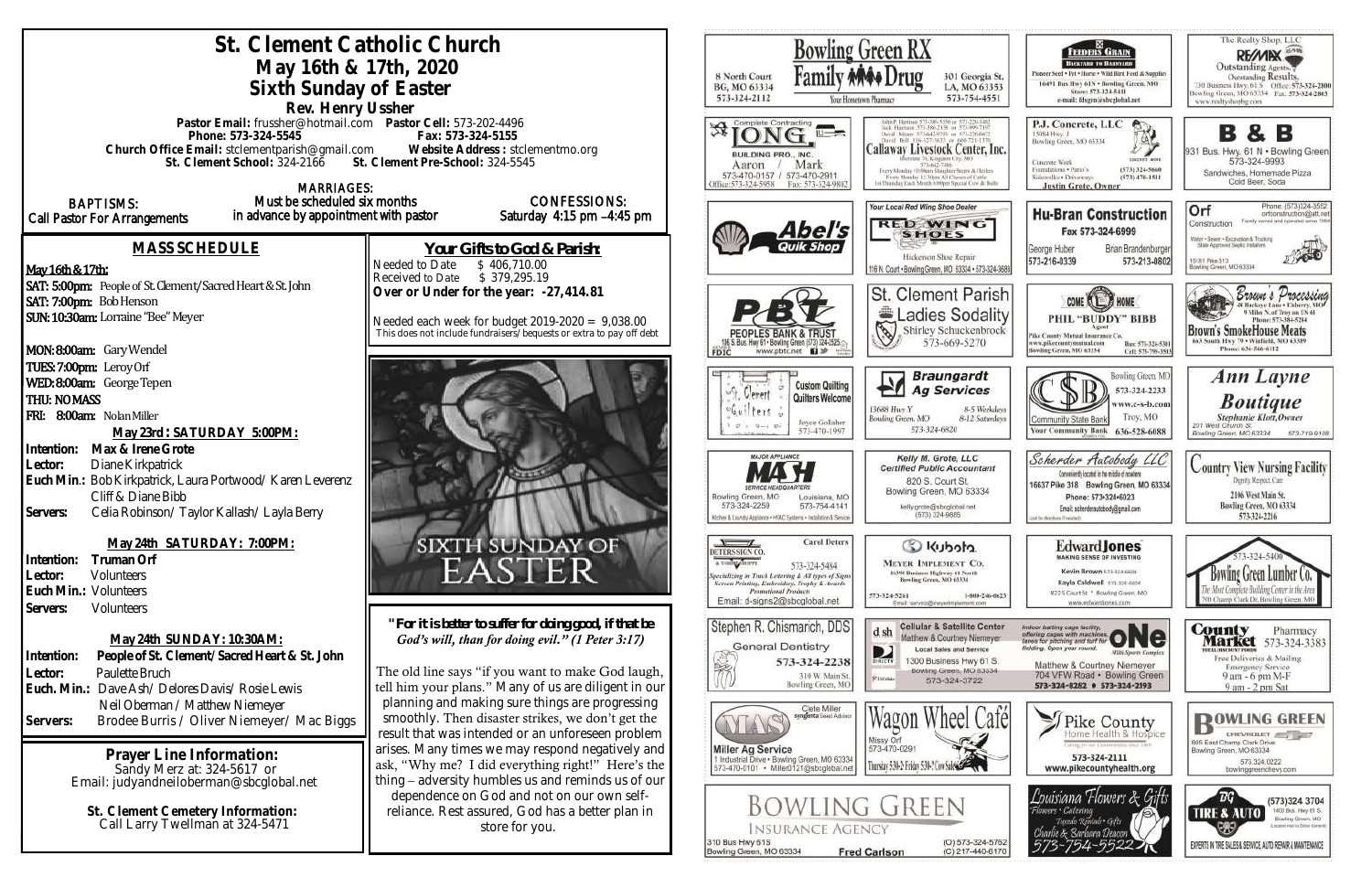# St. Clement Catholic Church

## May 16th & 17th, 2020

## Sixth Sunday of Easter

### Rev. Henry Ussher

**Pastor Email:** frussher@hotmail.com **Pastor Cell:** 573-202-4496
**Phone:** 573-324-5545 **Fax:** 573-324-5155
**Church Office Email:** stclementparish@gmail.com **Website Address:** stclementmo.org
**St. Clement School:** 324-2166 **St. Clement Pre-School:** 324-5545

**BAPTISMS:** Call Pastor For Arrangements

**MARRIAGES:** Must be scheduled six months in advance by appointment with pastor

**CONFESSIONS:** Saturday 4:15 pm –4:45 pm

## MASS SCHEDULE

May 16th & 17th:
**SAT: 5:00pm:** People of St. Clement/Sacred Heart & St. John
**SAT: 7:00pm:** Bob Henson
**SUN: 10:30am:** Lorraine "Bee" Meyer

**MON: 8:00am:** Gary Wendel
**TUES: 7:00pm:** Leroy Orf
**WED: 8:00am:** George Tepen
**THU: NO MASS**
**FRI: 8:00am:** Nolan Miller

### May 23rd : SATURDAY 5:00PM:

**Intention:** Max & Irene Grote
**Lector:** Diane Kirkpatrick
**Euch Min.:** Bob Kirkpatrick, Laura Portwood/ Karen Leverenz Cliff & Diane Bibb
**Servers:** Celia Robinson/ Taylor Kallash/ Layla Berry

### May 24th SATURDAY: 7:00PM:

**Intention:** Truman Orf
**Lector:** Volunteers
**Euch Min.:** Volunteers
**Servers:** Volunteers

### May 24th SUNDAY: 10:30AM:

**Intention:** People of St. Clement/Sacred Heart & St. John
**Lector:** Paulette Bruch
**Euch. Min.:** Dave Ash/ Delores Davis/ Rosie Lewis Neil Oberman / Matthew Niemeyer
**Servers:** Brodee Burris / Oliver Niemeyer/ Mac Biggs

**Prayer Line Information:**
Sandy Merz at: 324-5617 or
Email: judyandneiloberman@sbcglobal.net

**St. Clement Cemetery Information:**
Call Larry Twellman at 324-5471

## Your Gifts to God & Parish:

Needed to Date $ 406,710.00
Received to Date $ 379,295.19
**Over or Under for the year: -27,414.81**

Needed each week for budget 2019-2020 = 9,038.00
This does not include fundraisers/bequests or extra to pay off debt

SIXTH SUNDAY OF EASTER

***"For it is better to suffer for doing good, if that be God's will, than for doing evil." (1 Peter 3:17)***

The old line says "if you want to make God laugh, tell him your plans." Many of us are diligent in our planning and making sure things are progressing smoothly. Then disaster strikes, we don't get the result that was intended or an unforeseen problem arises. Many times we may respond negatively and ask, "Why me? I did everything right!" Here's the thing – adversity humbles us and reminds us of our dependence on God and not on our own self-reliance. Rest assured, God has a better plan in store for you.

---

Bowling Green RX Family Drug — Your Hometown Pharmacy — 8 North Court, BG, MO 63334, 573-324-2112 — 301 Georgia St., LA, MO 63353, 573-754-4551

Feeders Grain — Backyard to Barnyard — Pioneer Seed • Pet • Horse • Wild Bird Feed & Supplies — 16491 Bus Hwy 61N • Bowling Green, MO — Store: 573-324-5411 — e-mail: fdsgrn@sbcglobal.net

The Realty Shop, LLC — RE/MAX — Outstanding Agents. Outstanding Results. — 730 Business Hwy 61 S, Bowling Green, MO 63334 — Office: 573-324-2800 — Fax: 573-324-2863 — www.realtyshopbg.com

Complete Contracting — Long Building Pro., Inc. — Aaron / Mark — 573-470-0157 / 573-470-2911 — Office: 573-324-5958 — Fax: 573-324-9802

Callaway Livestock Center, Inc. — Kingdom City, MO — 573-642-7486 — Every Monday 10:00am Slaughter Steers & Heifers — Every Monday 12:30pm All Classes of Cattle — 1st Thursday Each Month 6:00pm Special Cow & Bulls

P.J. Concrete, LLC — 15084 Hwy. J, Bowling Green, MO 63334 — Concrete Work, Foundations • Patio's, Sidewalks • Driveways — (573) 324-5660 — (573) 470-1511 — Justin Grote, Owner

B & B — 931 Bus. Hwy. 61 N • Bowling Green — 573-324-9993 — Sandwiches, Homemade Pizza, Cold Beer, Soda

Abel's Quik Shop

Your Local Red Wing Shoe Dealer — Red Wing Shoes — Hickerson Shoe Repair — 116 N. Court • Bowling Green, MO 63334 • 573-324-3688

Hu-Bran Construction — Fax 573-324-6999 — George Huber 573-216-0339 — Brian Brandenburger 573-213-0802

Orf Construction — Family owned and operated since 1984 — Phone: (573)324-5552 — orfconstruction@att.net — Water • Sewer • Excavation & Trucking — State Approved Septic Installers — 15181 Pike 313, Bowling Green, MO 63334

PBT Peoples Bank & Trust — 1165 S. Bus. Hwy 61 • Bowling Green (573) 324-2525 — www.pbtc.net — FDIC

St. Clement Parish Ladies Sodality — Shirley Schuckenbrock — 573-669-5270

Come Home — Phil "Buddy" Bibb — Agent — Pike County Mutual Insurance Co. — www.pikecountymutual.com — Bowling Green, MO 63334 — Bus: 573-324-5301 — Cell: 573-795-3593

Brown's Processing — At Buckeye Lane • Elsberry, MO — 9 Miles N. of Troy on US 61 — Phone: 573-384-5214 — Brown's SmokeHouse Meats — 663 South Hwy 79 • Winfield, MO 63389 — Phone: 636-566-6112

St. Clement Quilters — Custom Quilting — Quilters Welcome — Joyce Gollaher — 573-470-1997

Braungardt Ag Services — 13688 Hwy Y, Bowling Green, MO — 8-5 Weekdays, 8-12 Saturdays — 573-324-6820

Community State Bank — Bowling Green, MO 573-324-2233 — www.c-s-b.com — Troy, MO 636-528-6688 — Your Community Bank

Ann Layne Boutique — Stephanie Klott, Owner — 201 West Church St., Bowling Green, MO 63334 — 573-719-9108

Major Appliance — MASH — Service Headquarters — Bowling Green, MO 573-324-2259 — Louisiana, MO 573-754-4141 — Kitchen & Laundry Appliance • HVAC Systems • Installation & Service

Kelly M. Grote, LLC — Certified Public Accountant — 820 S. Court St., Bowling Green, MO 63334 — kellygrote@sbcglobal.net — (573) 324-9885

Scherder Autobody LLC — Conveniently located in the middle of nowhere — 16637 Pike 318 Bowling Green, MO 63334 — Phone: 573-324-6023 — Email: scherderautobody@gmail.com — (call for directions if needed)

Country View Nursing Facility — Dignity, Respect, Care — 2106 West Main St., Bowling Green, MO 63334 — 573-324-2216

Deters Sign Co. — Carol Deters — 573-324-5484 — Specializing in Truck Lettering & All types of Signs — Screen Printing, Embroidery, Trophy & Awards — Promotional Products — Email: d-signs2@sbcglobal.net

Kubota — Meyer Implement Co. — 16398 Business Highway 61 North, Bowling Green, MO 63334 — 573-324-5261 — 1-800-246-0623 — Email: service@meyerimplement.com

Edward Jones — Making Sense of Investing — Kevin Brown 573-324-6604 — Kayla Caldwell 573-324-6604 — 822 S Court St * Bowling Green, MO — www.edwardjones.com

Bowling Green Lumber Co. — 573-324-5400 — The Most Complete Building Center in the Area — 700 Champ Clark Dr. Bowling Green, MO

Stephen R. Chismarich, DDS — General Dentistry — 573-324-2238 — 310 W. Main St., Bowling Green, MO

Cellular & Satellite Center — Matthew & Courtney Niemeyer — Local Sales and Service — 1300 Business Hwy 61 S., Bowling Green, MO 63334 — 573-324-3722

ONE Multi-Sports Complex — Indoor batting cage facility, offering cages with machines, lanes for pitching and turf for fielding. Open year round. — Matthew & Courtney Niemeyer — 704 VFW Road • Bowling Green — 573-324-8282 • 573-324-2193

County Market Pharmacy — 573-324-3383 — Free Deliveries & Mailing — Emergency Service — 9 am - 6 pm M-F — 9 am - 2 pm Sat

MAS — Clete Miller, Syngenta Seed Advisor — Miller Ag Service — 1 Industrial Drive • Bowling Green, MO 63334 — 573-470-0101 • Miller0121@sbcglobal.net

Wagon Wheel Café — Missy Orf — 573-470-0291 — Thursday 5:30-2; Friday 5:30-2

Pike County Home Health & Hospice — Caring for our Communities since 1969 — 573-324-2111 — www.pikecountyhealth.org

Bowling Green Chevrolet — 805 East Champ Clark Drive, Bowling Green, MO 63334 — 573.324.0222 — bowlinggreenchevy.com

Bowling Green Insurance Agency — 310 Bus Hwy 61S, Bowling Green, MO 63334 — Fred Carlson — (O) 573-324-5762 — (C) 217-440-6170

Louisiana Flowers & Gifts — Flowers • Catering • Tuxedo Rentals • Gifts — Charlie & Barbara Deacon — 573-754-5522

BG Tire & Auto — (573) 324 3704 — 1400 Bus. Hwy 61 S., Bowling Green, MO — Experts in Tire Sales & Service, Auto Repair & Maintenance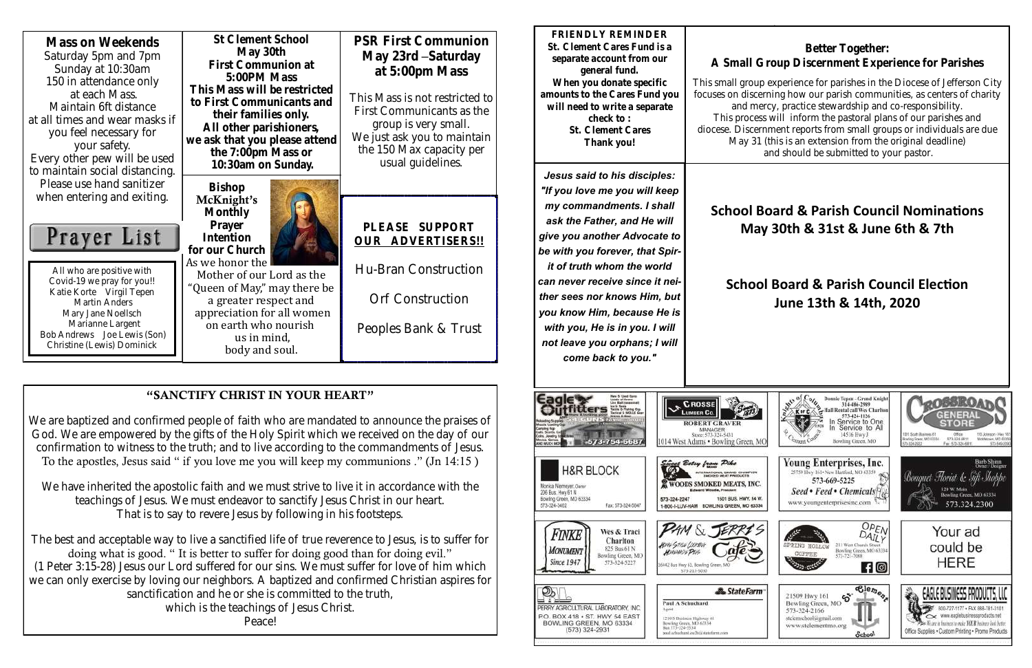**Mass on Weekends**

Saturday 5pm and 7pm
Sunday at 10:30am
150 in attendance only at each Mass.
Maintain 6ft distance at all times and wear masks if you feel necessary for your safety.
Every other pew will be used to maintain social distancing.
Please use hand sanitizer when entering and exiting.

**Prayer List**

All who are positive with Covid-19 we pray for you!!
Katie Korte Virgil Tepen
Martin Anders
Mary Jane Noellsch
Marianne Largent
Bob Andrews Joe Lewis (Son)
Christine (Lewis) Dominick

**St Clement School May 30th**
**First Communion at 5:00PM Mass**
**This Mass will be restricted to First Communicants and their families only.**
**All other parishioners, we ask that you please attend the 7:00pm Mass or 10:30am on Sunday.**

**Bishop McKnight's Monthly Prayer Intention for our Church**

As we honor the Mother of our Lord as the "Queen of May," may there be a greater respect and appreciation for all women on earth who nourish us in mind, body and soul.

**PSR First Communion May 23rd –Saturday at 5:00pm Mass**

This Mass is not restricted to First Communicants as the group is very small. We just ask you to maintain the 150 Max capacity per usual guidelines.

**PLEASE SUPPORT OUR ADVERTISERS!!**

Hu-Bran Construction

Orf Construction

Peoples Bank & Trust

## "SANCTIFY CHRIST IN YOUR HEART"

We are baptized and confirmed people of faith who are mandated to announce the praises of God. We are empowered by the gifts of the Holy Spirit which we received on the day of our confirmation to witness to the truth; and to live according to the commandments of Jesus. To the apostles, Jesus said " if you love me you will keep my communions ." (Jn 14:15 )

We have inherited the apostolic faith and we must strive to live it in accordance with the teachings of Jesus. We must endeavor to sanctify Jesus Christ in our heart. That is to say to revere Jesus by following in his footsteps.

The best and acceptable way to live a sanctified life of true reverence to Jesus, is to suffer for doing what is good. " It is better to suffer for doing good than for doing evil." (1 Peter 3:15-28) Jesus our Lord suffered for our sins. We must suffer for love of him which we can only exercise by loving our neighbors. A baptized and confirmed Christian aspires for sanctification and he or she is committed to the truth, which is the teachings of Jesus Christ.
Peace!

**FRIENDLY REMINDER**
**St. Clement Cares Fund is a separate account from our general fund.**
**When you donate specific amounts to the Cares Fund you will need to write a separate check to :**
**St. Clement Cares**
**Thank you!**

***Jesus said to his disciples: "If you love me you will keep my commandments. I shall ask the Father, and He will give you another Advocate to be with you forever, that Spirit of truth whom the world can never receive since it neither sees nor knows Him, but you know Him, because He is with you, He is in you. I will not leave you orphans; I will come back to you."***

**Better Together:**
**A Small Group Discernment Experience for Parishes**

This small group experience for parishes in the Diocese of Jefferson City focuses on discerning how our parish communities, as centers of charity and mercy, practice stewardship and co-responsibility. This process will inform the pastoral plans of our parishes and diocese. Discernment reports from small groups or individuals are due May 31 (this is an extension from the original deadline) and should be submitted to your pastor.

## School Board & Parish Council Nominations May 30th & 31st & June 6th & 7th

## School Board & Parish Council Election June 13th & 14th, 2020

Eagle Outfitters 573-754-6687

Crosse Lumber Co. Robert Graver Manager Store: 573-324-5431 1014 West Adams • Bowling Green, MO

Knights of Columbus St. Clement Council — Donnie Tepen - Grand Knight 314-486-2989 Hall Rental call Wes Charlton 573-424-1126 In Service to One In Service to All 14516 Hwy J Bowling Green, MO

Crossroads General Store

H&R Block Monica Niemeyer, Owner 206 Bus. Hwy 61 N Bowling Green, MO 63334 573-324-3402 Fax: 573-324-5047

Sweet Betsy from Pike Woods Smoked Meats, Inc. Edward Woods, President 573-324-2247 1501 Bus. Hwy. 54 W. 1-800-I-LUV-HAM Bowling Green, MO 63334

Young Enterprises, Inc. 25759 Hwy 161 • New Hartford, MO 63359 573-669-5225 Seed • Feed • Chemicals www.youngenterprisesinc.com

Bouquet Florist & Gift Shoppe Barb Shinn Owner / Designer 120 W. Main Bowling Green, MO 63334 573.324.2300

Finke Monument Since 1947 Wes & Traci Charlton 825 Bus 61 N Bowling Green, MO 573-324-5227

Pam & Jerri's Cafe 16142 Bus Hwy 61, Bowling Green, MO 573-213-5030

Spring Hollow Coffee Open Daily 211 West Church Street Bowling Green, MO 63334 573-721-7088

Your ad could be HERE

Perry Agricultural Laboratory, Inc. P.O. Box 418 • St. Hwy 54 East Bowling Green, MO 63334 (573) 324-2931

State Farm Paul A Schuchard Agent 12105 Business Highway 61 Bowling Green, MO 63334 Bus 573-324-5534 paul.schuchard.us2b@statefarm.com

St. Clement School 21509 Hwy 161 Bowling Green, MO 573-324-2166 stclemschool@gmail.com www.stclementmo.org

Eagle Business Products, LLC 800-727-1177 • Fax 888-181-3101 www.eaglebusinessproducts.net Office Supplies • Custom Printing • Promo Products